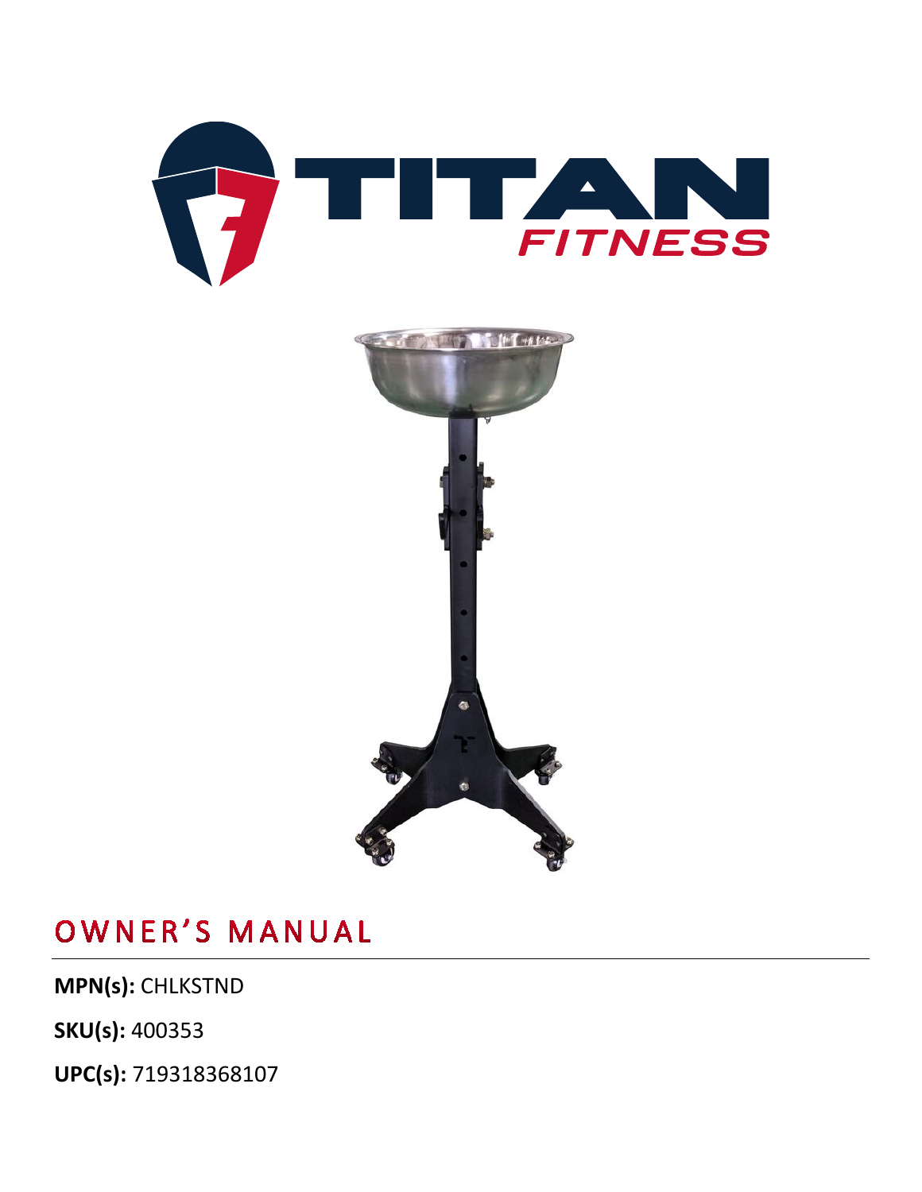# TITAN FITNESS

## OWNER'S MANUAL

**MPN(s):** CHLKSTND

**SKU(s):** 400353

**UPC(s):** 719318368107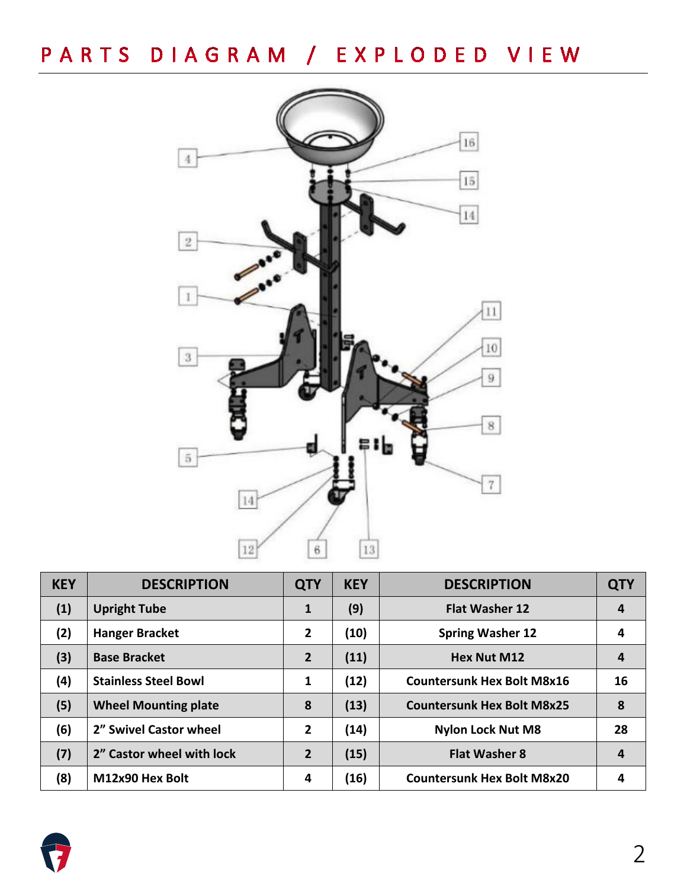# PARTS DIAGRAM / EXPLODED VIEW

| KEY | DESCRIPTION | QTY | KEY | DESCRIPTION | QTY |
|---|---|---|---|---|---|
| (1) | Upright Tube | 1 | (9) | Flat Washer 12 | 4 |
| (2) | Hanger Bracket | 2 | (10) | Spring Washer 12 | 4 |
| (3) | Base Bracket | 2 | (11) | Hex Nut M12 | 4 |
| (4) | Stainless Steel Bowl | 1 | (12) | Countersunk Hex Bolt M8x16 | 16 |
| (5) | Wheel Mounting plate | 8 | (13) | Countersunk Hex Bolt M8x25 | 8 |
| (6) | 2" Swivel Castor wheel | 2 | (14) | Nylon Lock Nut M8 | 28 |
| (7) | 2" Castor wheel with lock | 2 | (15) | Flat Washer 8 | 4 |
| (8) | M12x90 Hex Bolt | 4 | (16) | Countersunk Hex Bolt M8x20 | 4 |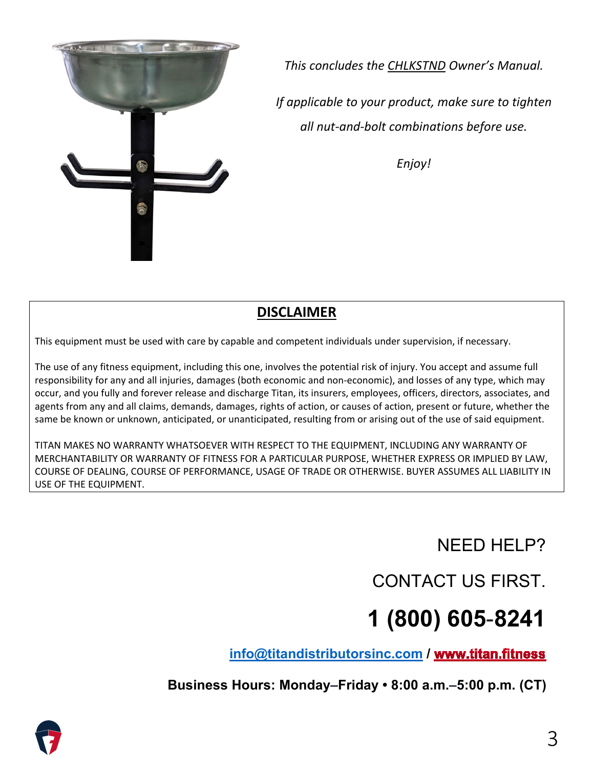*This concludes the CHLKSTND Owner's Manual.*

*If applicable to your product, make sure to tighten all nut-and-bolt combinations before use.*

*Enjoy!*

## DISCLAIMER

This equipment must be used with care by capable and competent individuals under supervision, if necessary.

The use of any fitness equipment, including this one, involves the potential risk of injury. You accept and assume full responsibility for any and all injuries, damages (both economic and non-economic), and losses of any type, which may occur, and you fully and forever release and discharge Titan, its insurers, employees, officers, directors, associates, and agents from any and all claims, demands, damages, rights of action, or causes of action, present or future, whether the same be known or unknown, anticipated, or unanticipated, resulting from or arising out of the use of said equipment.

TITAN MAKES NO WARRANTY WHATSOEVER WITH RESPECT TO THE EQUIPMENT, INCLUDING ANY WARRANTY OF MERCHANTABILITY OR WARRANTY OF FITNESS FOR A PARTICULAR PURPOSE, WHETHER EXPRESS OR IMPLIED BY LAW, COURSE OF DEALING, COURSE OF PERFORMANCE, USAGE OF TRADE OR OTHERWISE. BUYER ASSUMES ALL LIABILITY IN USE OF THE EQUIPMENT.

NEED HELP?

CONTACT US FIRST.

**1 (800) 605-8241**

**info@titandistributorsinc.com / www.titan.fitness**

**Business Hours: Monday–Friday • 8:00 a.m.–5:00 p.m. (CT)**